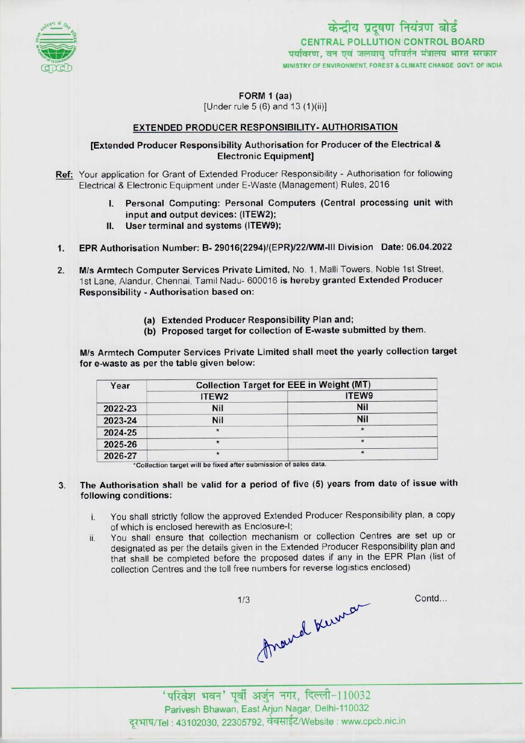केन्द्रीय प्रदूषण नियंत्रण बोर्ड
CENTRAL POLLUTION CONTROL BOARD
पर्यावरण, वन एवं जलवायु परिवर्तन मंत्रालय भारत सरकार
MINISTRY OF ENVIRONMENT, FOREST & CLIMATE CHANGE GOVT. OF INDIA

**FORM 1 (aa)**
[Under rule 5 (6) and 13 (1)(ii)]

## EXTENDED PRODUCER RESPONSIBILITY- AUTHORISATION

**[Extended Producer Responsibility Authorisation for Producer of the Electrical & Electronic Equipment]**

**Ref:** Your application for Grant of Extended Producer Responsibility - Authorisation for following Electrical & Electronic Equipment under E-Waste (Management) Rules, 2016

I. **Personal Computing: Personal Computers (Central processing unit with input and output devices: (ITEW2);**
II. **User terminal and systems (ITEW9);**

1. **EPR Authorisation Number: B- 29016(2294)/(EPR)/22/WM-III Division Date: 06.04.2022**

2. **M/s Armtech Computer Services Private Limited,** No. 1, Malli Towers, Noble 1st Street, 1st Lane, Alandur, Chennai, Tamil Nadu- 600016 **is hereby granted Extended Producer Responsibility - Authorisation based on:**

   (a) **Extended Producer Responsibility Plan and;**
   (b) **Proposed target for collection of E-waste submitted by them.**

**M/s Armtech Computer Services Private Limited shall meet the yearly collection target for e-waste as per the table given below:**

| Year | Collection Target for EEE in Weight (MT) | |
|---|---|---|
| | ITEW2 | ITEW9 |
| 2022-23 | Nil | Nil |
| 2023-24 | Nil | Nil |
| 2024-25 | * | * |
| 2025-26 | * | * |
| 2026-27 | * | * |

*Collection target will be fixed after submission of sales data.

3. **The Authorisation shall be valid for a period of five (5) years from date of issue with following conditions:**

   i. You shall strictly follow the approved Extended Producer Responsibility plan, a copy of which is enclosed herewith as Enclosure-I;
   ii. You shall ensure that collection mechanism or collection Centres are set up or designated as per the details given in the Extended Producer Responsibility plan and that shall be completed before the proposed dates if any in the EPR Plan (list of collection Centres and the toll free numbers for reverse logistics enclosed)

Contd...

Anand Kumar

'परिवेश भवन' पूर्वी अर्जुन नगर, दिल्ली-110032
Parivesh Bhawan, East Arjun Nagar, Delhi-110032
दूरभाष/Tel : 43102030, 22305792, वेबसाईट/Website : www.cpcb.nic.in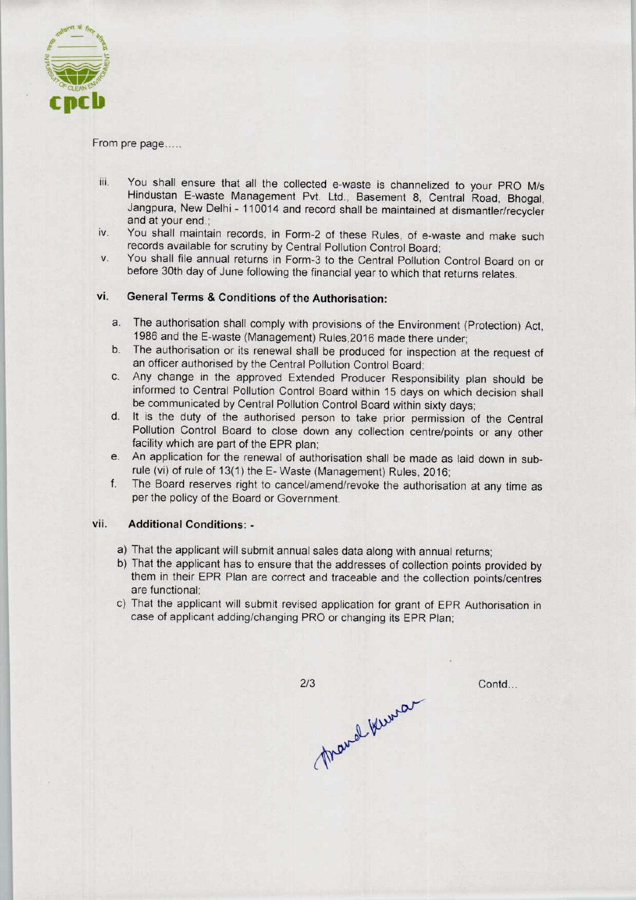From pre page.....

iii. You shall ensure that all the collected e-waste is channelized to your PRO M/s Hindustan E-waste Management Pvt. Ltd., Basement 8, Central Road, Bhogal, Jangpura, New Delhi - 110014 and record shall be maintained at dismantler/recycler and at your end.;

iv. You shall maintain records, in Form-2 of these Rules, of e-waste and make such records available for scrutiny by Central Pollution Control Board;

v. You shall file annual returns in Form-3 to the Central Pollution Control Board on or before 30th day of June following the financial year to which that returns relates.

vi. **General Terms & Conditions of the Authorisation:**

a. The authorisation shall comply with provisions of the Environment (Protection) Act, 1986 and the E-waste (Management) Rules,2016 made there under;

b. The authorisation or its renewal shall be produced for inspection at the request of an officer authorised by the Central Pollution Control Board;

c. Any change in the approved Extended Producer Responsibility plan should be informed to Central Pollution Control Board within 15 days on which decision shall be communicated by Central Pollution Control Board within sixty days;

d. It is the duty of the authorised person to take prior permission of the Central Pollution Control Board to close down any collection centre/points or any other facility which are part of the EPR plan;

e. An application for the renewal of authorisation shall be made as laid down in sub-rule (vi) of rule of 13(1) the E- Waste (Management) Rules, 2016;

f. The Board reserves right to cancel/amend/revoke the authorisation at any time as per the policy of the Board or Government.

vii. **Additional Conditions: -**

a) That the applicant will submit annual sales data along with annual returns;

b) That the applicant has to ensure that the addresses of collection points provided by them in their EPR Plan are correct and traceable and the collection points/centres are functional;

c) That the applicant will submit revised application for grant of EPR Authorisation in case of applicant adding/changing PRO or changing its EPR Plan;

Contd...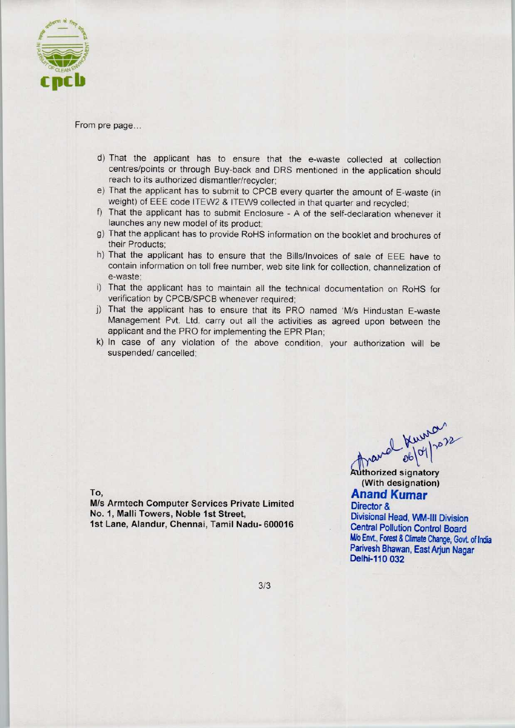From pre page...

d) That the applicant has to ensure that the e-waste collected at collection centres/points or through Buy-back and DRS mentioned in the application should reach to its authorized dismantler/recycler;
e) That the applicant has to submit to CPCB every quarter the amount of E-waste (in weight) of EEE code ITEW2 & ITEW9 collected in that quarter and recycled;
f) That the applicant has to submit Enclosure - A of the self-declaration whenever it launches any new model of its product;
g) That the applicant has to provide RoHS information on the booklet and brochures of their Products;
h) That the applicant has to ensure that the Bills/Invoices of sale of EEE have to contain information on toll free number, web site link for collection, channelization of e-waste;
i) That the applicant has to maintain all the technical documentation on RoHS for verification by CPCB/SPCB whenever required;
j) That the applicant has to ensure that its PRO named 'M/s Hindustan E-waste Management Pvt. Ltd. carry out all the activities as agreed upon between the applicant and the PRO for implementing the EPR Plan;
k) In case of any violation of the above condition, your authorization will be suspended/ cancelled;

Anand Kumar 06/04/2022

Authorized signatory
(With designation)

**Anand Kumar**
Director &
Divisional Head, WM-III Division
Central Pollution Control Board
M/o Envt., Forest & Climate Change, Govt. of India
Parivesh Bhawan, East Arjun Nagar
Delhi-110 032

To,
**M/s Armtech Computer Services Private Limited**
**No. 1, Malli Towers, Noble 1st Street,**
**1st Lane, Alandur, Chennai, Tamil Nadu- 600016**